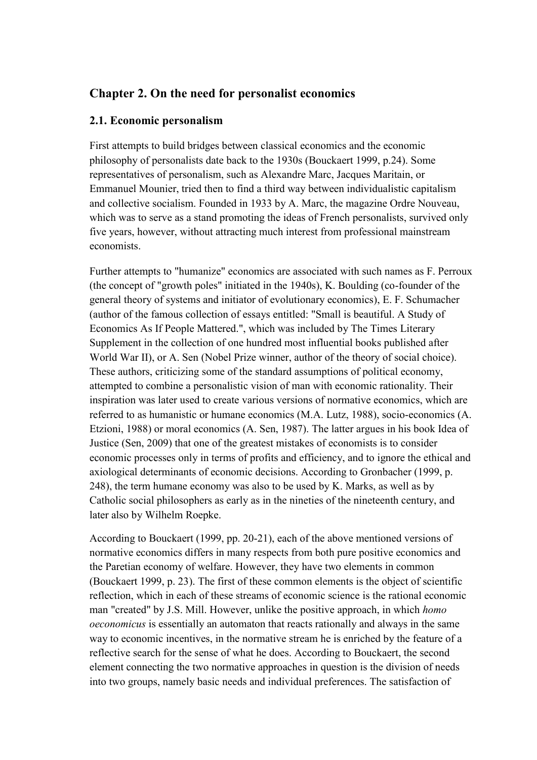## Chapter 2. On the need for personalist economics

### 2.1. Economic personalism

First attempts to build bridges between classical economics and the economic philosophy of personalists date back to the 1930s (Bouckaert 1999, p.24). Some representatives of personalism, such as Alexandre Marc, Jacques Maritain, or Emmanuel Mounier, tried then to find a third way between individualistic capitalism and collective socialism. Founded in 1933 by A. Marc, the magazine Ordre Nouveau, which was to serve as a stand promoting the ideas of French personalists, survived only five years, however, without attracting much interest from professional mainstream economists.

Further attempts to "humanize" economics are associated with such names as F. Perroux (the concept of "growth poles" initiated in the 1940s), K. Boulding (co-founder of the general theory of systems and initiator of evolutionary economics), E. F. Schumacher (author of the famous collection of essays entitled: "Small is beautiful. A Study of Economics As If People Mattered.", which was included by The Times Literary Supplement in the collection of one hundred most influential books published after World War II), or A. Sen (Nobel Prize winner, author of the theory of social choice). These authors, criticizing some of the standard assumptions of political economy, attempted to combine a personalistic vision of man with economic rationality. Their inspiration was later used to create various versions of normative economics, which are referred to as humanistic or humane economics (M.A. Lutz, 1988), socio-economics (A. Etzioni, 1988) or moral economics (A. Sen, 1987). The latter argues in his book Idea of Justice (Sen, 2009) that one of the greatest mistakes of economists is to consider economic processes only in terms of profits and efficiency, and to ignore the ethical and axiological determinants of economic decisions. According to Gronbacher (1999, p. 248), the term humane economy was also to be used by K. Marks, as well as by Catholic social philosophers as early as in the nineties of the nineteenth century, and later also by Wilhelm Roepke.

According to Bouckaert (1999, pp. 20-21), each of the above mentioned versions of normative economics differs in many respects from both pure positive economics and the Paretian economy of welfare. However, they have two elements in common (Bouckaert 1999, p. 23). The first of these common elements is the object of scientific reflection, which in each of these streams of economic science is the rational economic man "created" by J.S. Mill. However, unlike the positive approach, in which *homo oeconomicus* is essentially an automaton that reacts rationally and always in the same way to economic incentives, in the normative stream he is enriched by the feature of a reflective search for the sense of what he does. According to Bouckaert, the second element connecting the two normative approaches in question is the division of needs into two groups, namely basic needs and individual preferences. The satisfaction of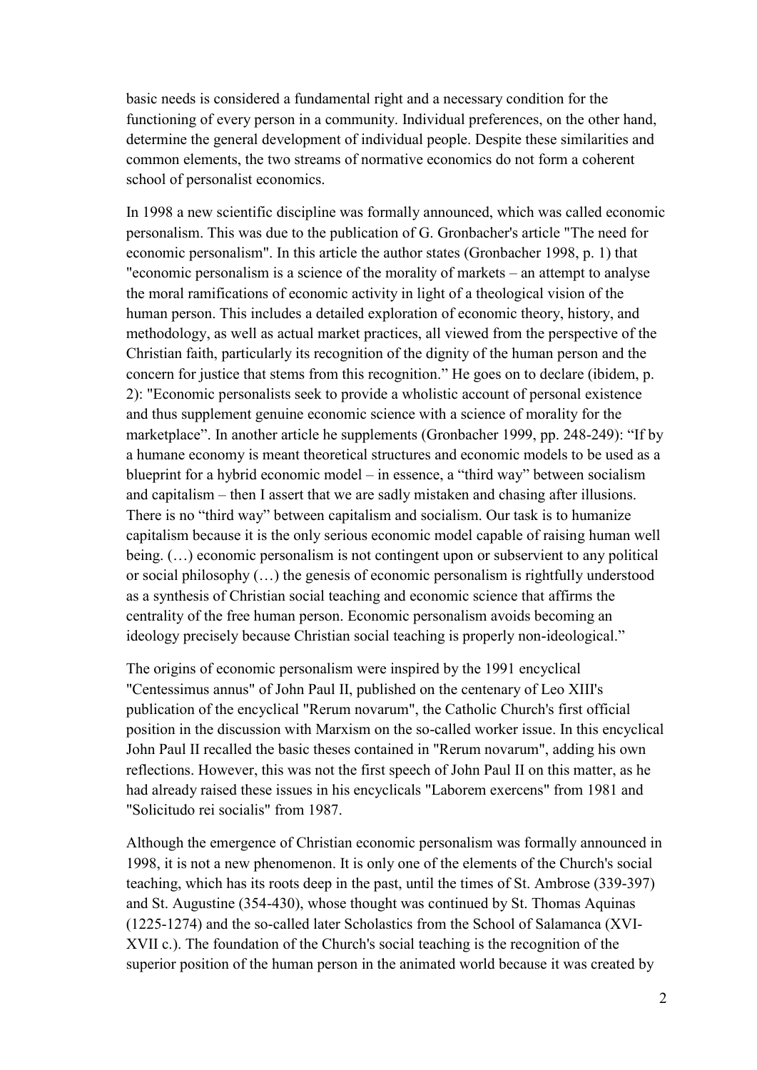basic needs is considered a fundamental right and a necessary condition for the functioning of every person in a community. Individual preferences, on the other hand, determine the general development of individual people. Despite these similarities and common elements, the two streams of normative economics do not form a coherent school of personalist economics.

In 1998 a new scientific discipline was formally announced, which was called economic personalism. This was due to the publication of G. Gronbacher's article "The need for economic personalism". In this article the author states (Gronbacher 1998, p. 1) that "economic personalism is a science of the morality of markets – an attempt to analyse the moral ramifications of economic activity in light of a theological vision of the human person. This includes a detailed exploration of economic theory, history, and methodology, as well as actual market practices, all viewed from the perspective of the Christian faith, particularly its recognition of the dignity of the human person and the concern for justice that stems from this recognition." He goes on to declare (ibidem, p. 2): "Economic personalists seek to provide a wholistic account of personal existence and thus supplement genuine economic science with a science of morality for the marketplace". In another article he supplements (Gronbacher 1999, pp. 248-249): "If by a humane economy is meant theoretical structures and economic models to be used as a blueprint for a hybrid economic model – in essence, a "third way" between socialism and capitalism – then I assert that we are sadly mistaken and chasing after illusions. There is no "third way" between capitalism and socialism. Our task is to humanize capitalism because it is the only serious economic model capable of raising human well being. (…) economic personalism is not contingent upon or subservient to any political or social philosophy (…) the genesis of economic personalism is rightfully understood as a synthesis of Christian social teaching and economic science that affirms the centrality of the free human person. Economic personalism avoids becoming an ideology precisely because Christian social teaching is properly non-ideological."

The origins of economic personalism were inspired by the 1991 encyclical "Centessimus annus" of John Paul II, published on the centenary of Leo XIII's publication of the encyclical "Rerum novarum", the Catholic Church's first official position in the discussion with Marxism on the so-called worker issue. In this encyclical John Paul II recalled the basic theses contained in "Rerum novarum", adding his own reflections. However, this was not the first speech of John Paul II on this matter, as he had already raised these issues in his encyclicals "Laborem exercens" from 1981 and "Solicitudo rei socialis" from 1987.

Although the emergence of Christian economic personalism was formally announced in 1998, it is not a new phenomenon. It is only one of the elements of the Church's social teaching, which has its roots deep in the past, until the times of St. Ambrose (339-397) and St. Augustine (354-430), whose thought was continued by St. Thomas Aquinas (1225-1274) and the so-called later Scholastics from the School of Salamanca (XVI-XVII c.). The foundation of the Church's social teaching is the recognition of the superior position of the human person in the animated world because it was created by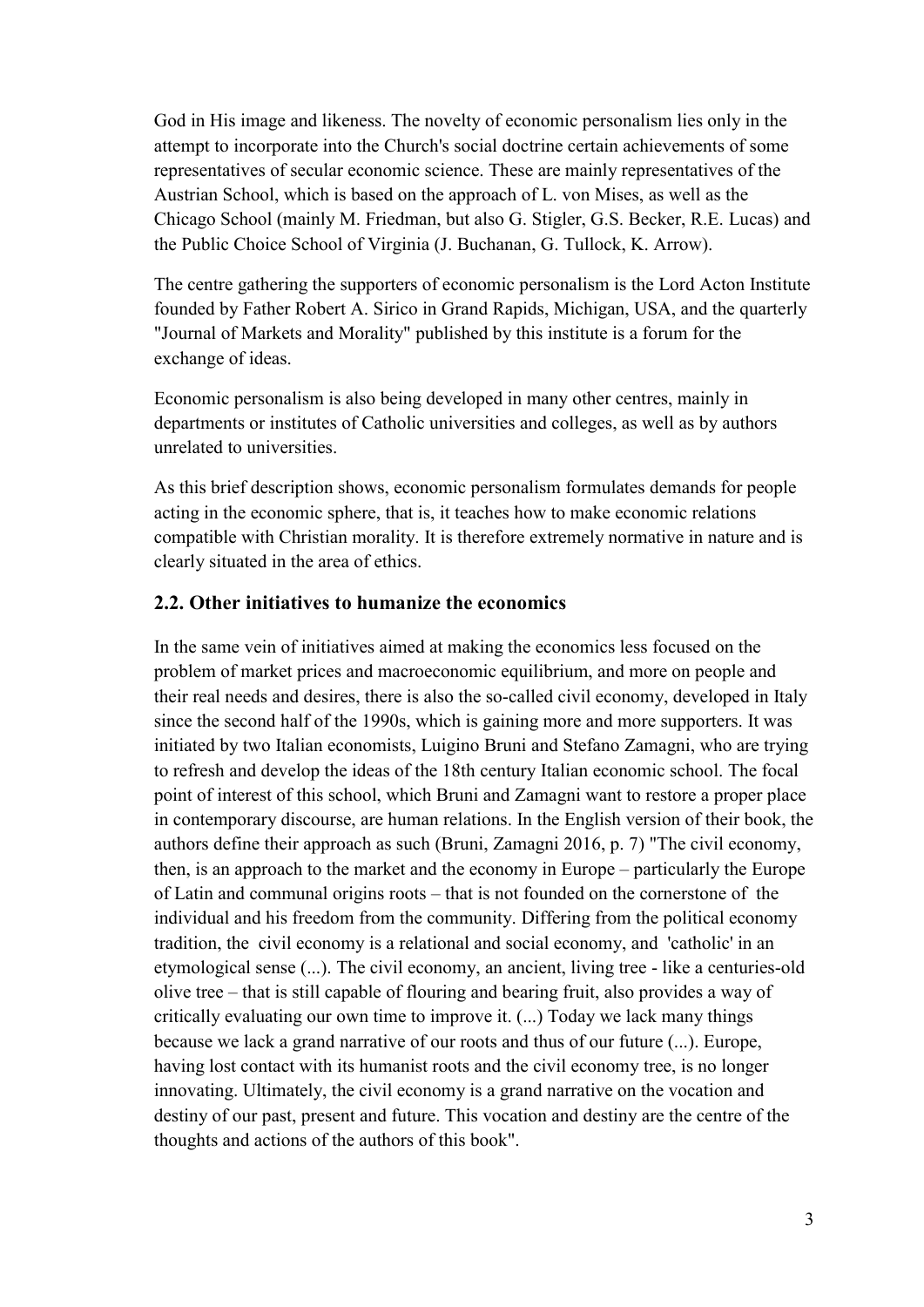God in His image and likeness. The novelty of economic personalism lies only in the attempt to incorporate into the Church's social doctrine certain achievements of some representatives of secular economic science. These are mainly representatives of the Austrian School, which is based on the approach of L. von Mises, as well as the Chicago School (mainly M. Friedman, but also G. Stigler, G.S. Becker, R.E. Lucas) and the Public Choice School of Virginia (J. Buchanan, G. Tullock, K. Arrow).

The centre gathering the supporters of economic personalism is the Lord Acton Institute founded by Father Robert A. Sirico in Grand Rapids, Michigan, USA, and the quarterly "Journal of Markets and Morality" published by this institute is a forum for the exchange of ideas.

Economic personalism is also being developed in many other centres, mainly in departments or institutes of Catholic universities and colleges, as well as by authors unrelated to universities.

As this brief description shows, economic personalism formulates demands for people acting in the economic sphere, that is, it teaches how to make economic relations compatible with Christian morality. It is therefore extremely normative in nature and is clearly situated in the area of ethics.

## 2.2. Other initiatives to humanize the economics

In the same vein of initiatives aimed at making the economics less focused on the problem of market prices and macroeconomic equilibrium, and more on people and their real needs and desires, there is also the so-called civil economy, developed in Italy since the second half of the 1990s, which is gaining more and more supporters. It was initiated by two Italian economists, Luigino Bruni and Stefano Zamagni, who are trying to refresh and develop the ideas of the 18th century Italian economic school. The focal point of interest of this school, which Bruni and Zamagni want to restore a proper place in contemporary discourse, are human relations. In the English version of their book, the authors define their approach as such (Bruni, Zamagni 2016, p. 7) "The civil economy, then, is an approach to the market and the economy in Europe – particularly the Europe of Latin and communal origins roots – that is not founded on the cornerstone of the individual and his freedom from the community. Differing from the political economy tradition, the civil economy is a relational and social economy, and 'catholic' in an etymological sense (...). The civil economy, an ancient, living tree - like a centuries-old olive tree – that is still capable of flouring and bearing fruit, also provides a way of critically evaluating our own time to improve it. (...) Today we lack many things because we lack a grand narrative of our roots and thus of our future (...). Europe, having lost contact with its humanist roots and the civil economy tree, is no longer innovating. Ultimately, the civil economy is a grand narrative on the vocation and destiny of our past, present and future. This vocation and destiny are the centre of the thoughts and actions of the authors of this book".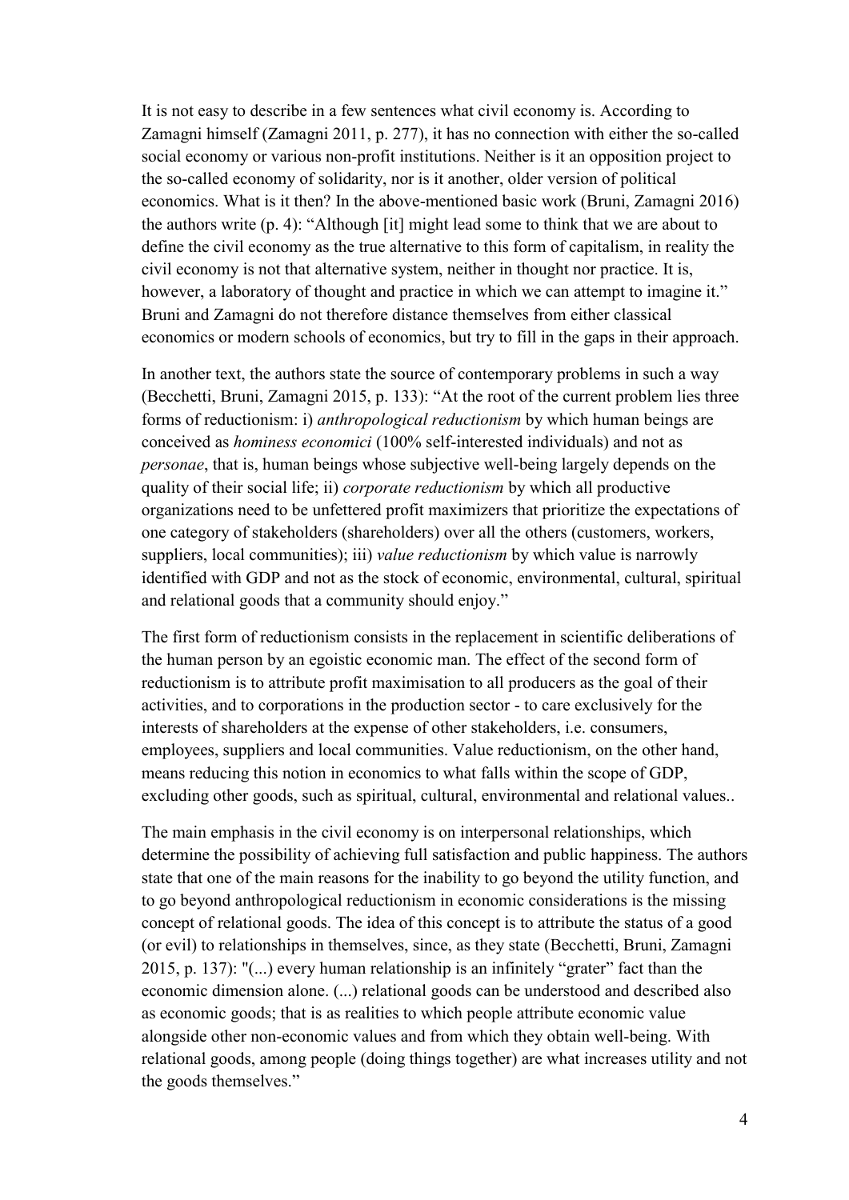It is not easy to describe in a few sentences what civil economy is. According to Zamagni himself (Zamagni 2011, p. 277), it has no connection with either the so-called social economy or various non-profit institutions. Neither is it an opposition project to the so-called economy of solidarity, nor is it another, older version of political economics. What is it then? In the above-mentioned basic work (Bruni, Zamagni 2016) the authors write (p. 4): "Although [it] might lead some to think that we are about to define the civil economy as the true alternative to this form of capitalism, in reality the civil economy is not that alternative system, neither in thought nor practice. It is, however, a laboratory of thought and practice in which we can attempt to imagine it." Bruni and Zamagni do not therefore distance themselves from either classical economics or modern schools of economics, but try to fill in the gaps in their approach.

In another text, the authors state the source of contemporary problems in such a way (Becchetti, Bruni, Zamagni 2015, p. 133): "At the root of the current problem lies three forms of reductionism: i) *anthropological reductionism* by which human beings are conceived as *hominess economici* (100% self-interested individuals) and not as *personae*, that is, human beings whose subjective well-being largely depends on the quality of their social life; ii) *corporate reductionism* by which all productive organizations need to be unfettered profit maximizers that prioritize the expectations of one category of stakeholders (shareholders) over all the others (customers, workers, suppliers, local communities); iii) *value reductionism* by which value is narrowly identified with GDP and not as the stock of economic, environmental, cultural, spiritual and relational goods that a community should enjoy."

The first form of reductionism consists in the replacement in scientific deliberations of the human person by an egoistic economic man. The effect of the second form of reductionism is to attribute profit maximisation to all producers as the goal of their activities, and to corporations in the production sector - to care exclusively for the interests of shareholders at the expense of other stakeholders, i.e. consumers, employees, suppliers and local communities. Value reductionism, on the other hand, means reducing this notion in economics to what falls within the scope of GDP, excluding other goods, such as spiritual, cultural, environmental and relational values..

The main emphasis in the civil economy is on interpersonal relationships, which determine the possibility of achieving full satisfaction and public happiness. The authors state that one of the main reasons for the inability to go beyond the utility function, and to go beyond anthropological reductionism in economic considerations is the missing concept of relational goods. The idea of this concept is to attribute the status of a good (or evil) to relationships in themselves, since, as they state (Becchetti, Bruni, Zamagni 2015, p. 137): "(...) every human relationship is an infinitely "grater" fact than the economic dimension alone. (...) relational goods can be understood and described also as economic goods; that is as realities to which people attribute economic value alongside other non-economic values and from which they obtain well-being. With relational goods, among people (doing things together) are what increases utility and not the goods themselves."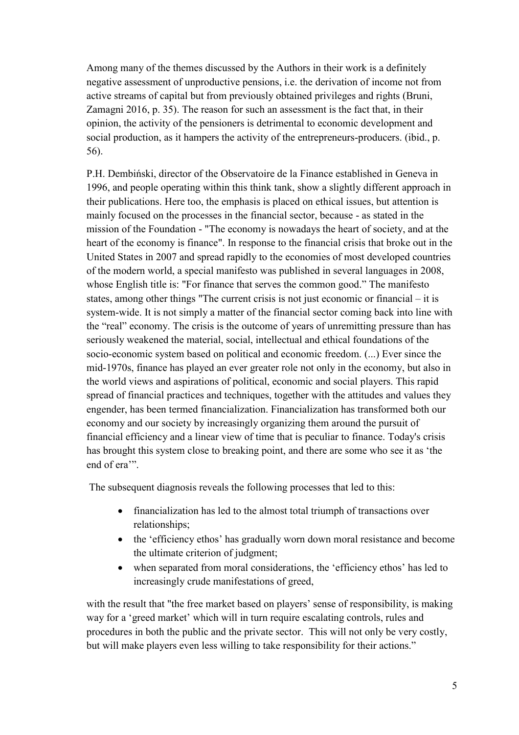Among many of the themes discussed by the Authors in their work is a definitely negative assessment of unproductive pensions, i.e. the derivation of income not from active streams of capital but from previously obtained privileges and rights (Bruni, Zamagni 2016, p. 35). The reason for such an assessment is the fact that, in their opinion, the activity of the pensioners is detrimental to economic development and social production, as it hampers the activity of the entrepreneurs-producers. (ibid., p. 56).

P.H. Dembiński, director of the Observatoire de la Finance established in Geneva in 1996, and people operating within this think tank, show a slightly different approach in their publications. Here too, the emphasis is placed on ethical issues, but attention is mainly focused on the processes in the financial sector, because - as stated in the mission of the Foundation - "The economy is nowadays the heart of society, and at the heart of the economy is finance". In response to the financial crisis that broke out in the United States in 2007 and spread rapidly to the economies of most developed countries of the modern world, a special manifesto was published in several languages in 2008, whose English title is: "For finance that serves the common good." The manifesto states, among other things "The current crisis is not just economic or financial – it is system-wide. It is not simply a matter of the financial sector coming back into line with the "real" economy. The crisis is the outcome of years of unremitting pressure than has seriously weakened the material, social, intellectual and ethical foundations of the socio-economic system based on political and economic freedom. (...) Ever since the mid-1970s, finance has played an ever greater role not only in the economy, but also in the world views and aspirations of political, economic and social players. This rapid spread of financial practices and techniques, together with the attitudes and values they engender, has been termed financialization. Financialization has transformed both our economy and our society by increasingly organizing them around the pursuit of financial efficiency and a linear view of time that is peculiar to finance. Today's crisis has brought this system close to breaking point, and there are some who see it as 'the end of era'".

The subsequent diagnosis reveals the following processes that led to this:

- financialization has led to the almost total triumph of transactions over relationships;
- the 'efficiency ethos' has gradually worn down moral resistance and become the ultimate criterion of judgment;
- when separated from moral considerations, the 'efficiency ethos' has led to increasingly crude manifestations of greed,

with the result that "the free market based on players' sense of responsibility, is making way for a 'greed market' which will in turn require escalating controls, rules and procedures in both the public and the private sector. This will not only be very costly, but will make players even less willing to take responsibility for their actions."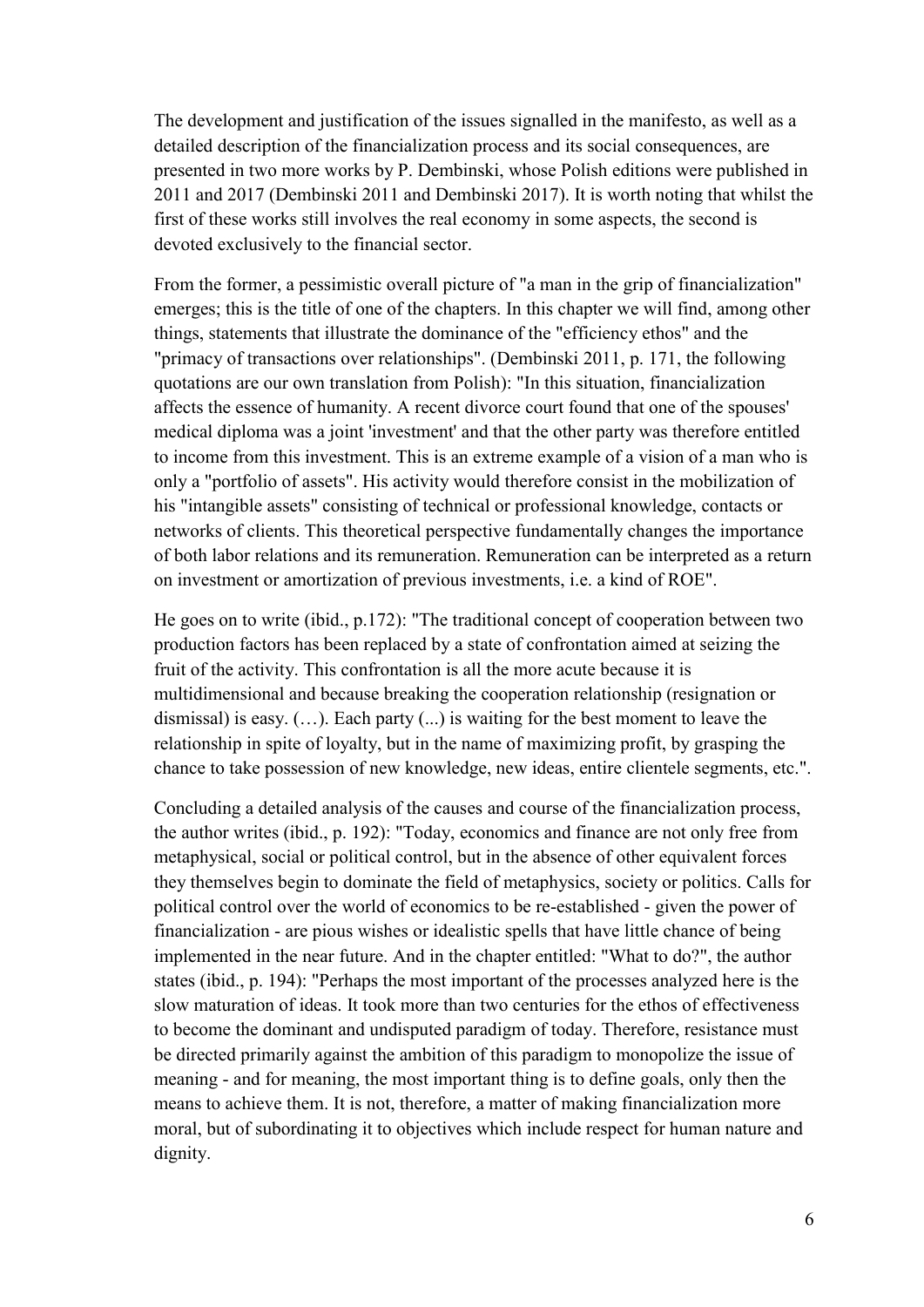The development and justification of the issues signalled in the manifesto, as well as a detailed description of the financialization process and its social consequences, are presented in two more works by P. Dembinski, whose Polish editions were published in 2011 and 2017 (Dembinski 2011 and Dembinski 2017). It is worth noting that whilst the first of these works still involves the real economy in some aspects, the second is devoted exclusively to the financial sector.

From the former, a pessimistic overall picture of "a man in the grip of financialization" emerges; this is the title of one of the chapters. In this chapter we will find, among other things, statements that illustrate the dominance of the "efficiency ethos" and the "primacy of transactions over relationships". (Dembinski 2011, p. 171, the following quotations are our own translation from Polish): "In this situation, financialization affects the essence of humanity. A recent divorce court found that one of the spouses' medical diploma was a joint 'investment' and that the other party was therefore entitled to income from this investment. This is an extreme example of a vision of a man who is only a "portfolio of assets". His activity would therefore consist in the mobilization of his "intangible assets" consisting of technical or professional knowledge, contacts or networks of clients. This theoretical perspective fundamentally changes the importance of both labor relations and its remuneration. Remuneration can be interpreted as a return on investment or amortization of previous investments, i.e. a kind of ROE".

He goes on to write (ibid., p.172): "The traditional concept of cooperation between two production factors has been replaced by a state of confrontation aimed at seizing the fruit of the activity. This confrontation is all the more acute because it is multidimensional and because breaking the cooperation relationship (resignation or dismissal) is easy. (…). Each party (...) is waiting for the best moment to leave the relationship in spite of loyalty, but in the name of maximizing profit, by grasping the chance to take possession of new knowledge, new ideas, entire clientele segments, etc.".

Concluding a detailed analysis of the causes and course of the financialization process, the author writes (ibid., p. 192): "Today, economics and finance are not only free from metaphysical, social or political control, but in the absence of other equivalent forces they themselves begin to dominate the field of metaphysics, society or politics. Calls for political control over the world of economics to be re-established - given the power of financialization - are pious wishes or idealistic spells that have little chance of being implemented in the near future. And in the chapter entitled: "What to do?", the author states (ibid., p. 194): "Perhaps the most important of the processes analyzed here is the slow maturation of ideas. It took more than two centuries for the ethos of effectiveness to become the dominant and undisputed paradigm of today. Therefore, resistance must be directed primarily against the ambition of this paradigm to monopolize the issue of meaning - and for meaning, the most important thing is to define goals, only then the means to achieve them. It is not, therefore, a matter of making financialization more moral, but of subordinating it to objectives which include respect for human nature and dignity.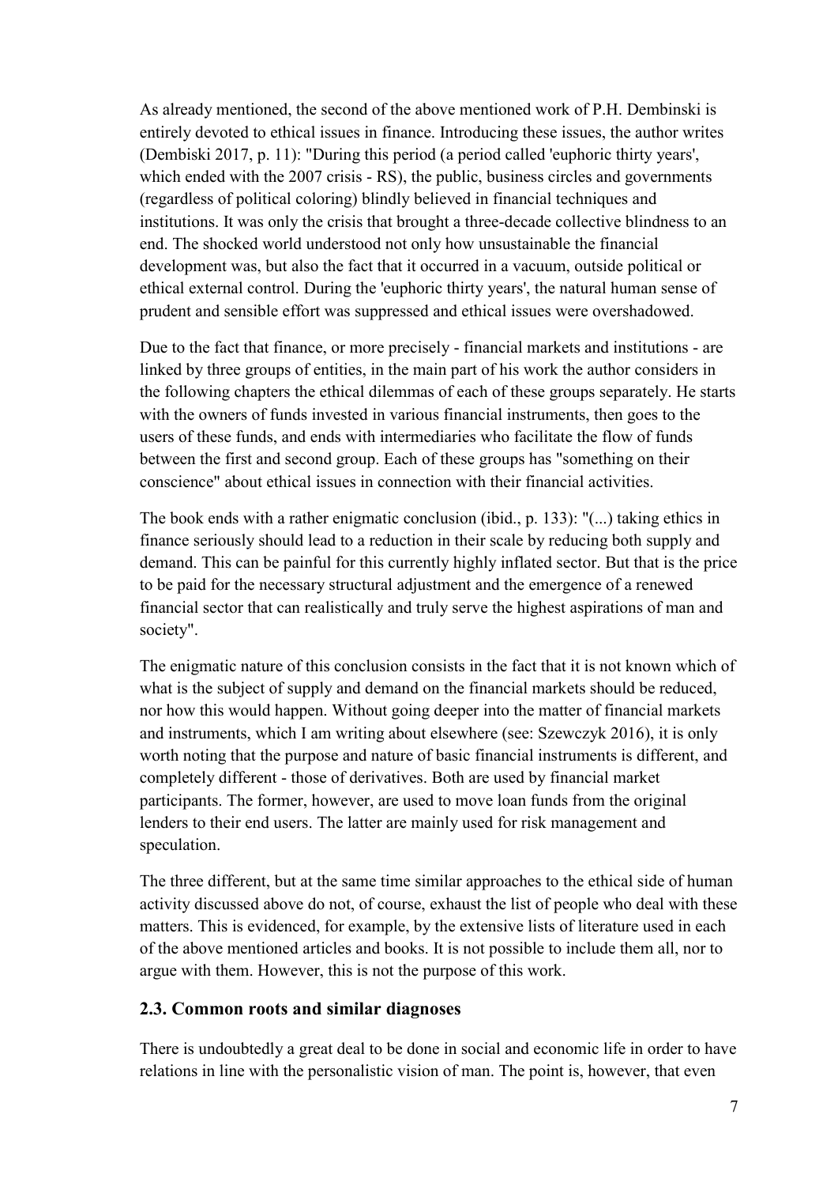As already mentioned, the second of the above mentioned work of P.H. Dembinski is entirely devoted to ethical issues in finance. Introducing these issues, the author writes (Dembiski 2017, p. 11): "During this period (a period called 'euphoric thirty years', which ended with the 2007 crisis - RS), the public, business circles and governments (regardless of political coloring) blindly believed in financial techniques and institutions. It was only the crisis that brought a three-decade collective blindness to an end. The shocked world understood not only how unsustainable the financial development was, but also the fact that it occurred in a vacuum, outside political or ethical external control. During the 'euphoric thirty years', the natural human sense of prudent and sensible effort was suppressed and ethical issues were overshadowed.

Due to the fact that finance, or more precisely - financial markets and institutions - are linked by three groups of entities, in the main part of his work the author considers in the following chapters the ethical dilemmas of each of these groups separately. He starts with the owners of funds invested in various financial instruments, then goes to the users of these funds, and ends with intermediaries who facilitate the flow of funds between the first and second group. Each of these groups has "something on their conscience" about ethical issues in connection with their financial activities.

The book ends with a rather enigmatic conclusion (ibid., p. 133): "(...) taking ethics in finance seriously should lead to a reduction in their scale by reducing both supply and demand. This can be painful for this currently highly inflated sector. But that is the price to be paid for the necessary structural adjustment and the emergence of a renewed financial sector that can realistically and truly serve the highest aspirations of man and society".

The enigmatic nature of this conclusion consists in the fact that it is not known which of what is the subject of supply and demand on the financial markets should be reduced, nor how this would happen. Without going deeper into the matter of financial markets and instruments, which I am writing about elsewhere (see: Szewczyk 2016), it is only worth noting that the purpose and nature of basic financial instruments is different, and completely different - those of derivatives. Both are used by financial market participants. The former, however, are used to move loan funds from the original lenders to their end users. The latter are mainly used for risk management and speculation.

The three different, but at the same time similar approaches to the ethical side of human activity discussed above do not, of course, exhaust the list of people who deal with these matters. This is evidenced, for example, by the extensive lists of literature used in each of the above mentioned articles and books. It is not possible to include them all, nor to argue with them. However, this is not the purpose of this work.

## 2.3. Common roots and similar diagnoses

There is undoubtedly a great deal to be done in social and economic life in order to have relations in line with the personalistic vision of man. The point is, however, that even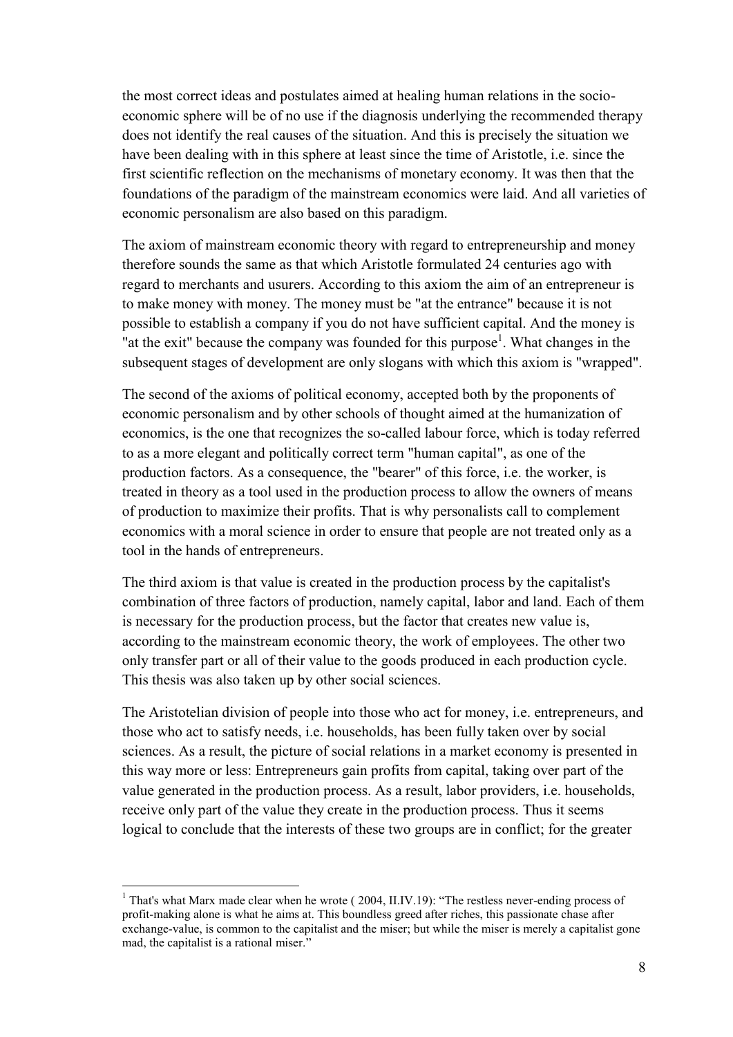the most correct ideas and postulates aimed at healing human relations in the socio-economic sphere will be of no use if the diagnosis underlying the recommended therapy does not identify the real causes of the situation. And this is precisely the situation we have been dealing with in this sphere at least since the time of Aristotle, i.e. since the first scientific reflection on the mechanisms of monetary economy. It was then that the foundations of the paradigm of the mainstream economics were laid. And all varieties of economic personalism are also based on this paradigm.

The axiom of mainstream economic theory with regard to entrepreneurship and money therefore sounds the same as that which Aristotle formulated 24 centuries ago with regard to merchants and usurers. According to this axiom the aim of an entrepreneur is to make money with money. The money must be "at the entrance" because it is not possible to establish a company if you do not have sufficient capital. And the money is "at the exit" because the company was founded for this purpose[1]. What changes in the subsequent stages of development are only slogans with which this axiom is "wrapped".

The second of the axioms of political economy, accepted both by the proponents of economic personalism and by other schools of thought aimed at the humanization of economics, is the one that recognizes the so-called labour force, which is today referred to as a more elegant and politically correct term "human capital", as one of the production factors. As a consequence, the "bearer" of this force, i.e. the worker, is treated in theory as a tool used in the production process to allow the owners of means of production to maximize their profits. That is why personalists call to complement economics with a moral science in order to ensure that people are not treated only as a tool in the hands of entrepreneurs.

The third axiom is that value is created in the production process by the capitalist's combination of three factors of production, namely capital, labor and land. Each of them is necessary for the production process, but the factor that creates new value is, according to the mainstream economic theory, the work of employees. The other two only transfer part or all of their value to the goods produced in each production cycle. This thesis was also taken up by other social sciences.

The Aristotelian division of people into those who act for money, i.e. entrepreneurs, and those who act to satisfy needs, i.e. households, has been fully taken over by social sciences. As a result, the picture of social relations in a market economy is presented in this way more or less: Entrepreneurs gain profits from capital, taking over part of the value generated in the production process. As a result, labor providers, i.e. households, receive only part of the value they create in the production process. Thus it seems logical to conclude that the interests of these two groups are in conflict; for the greater

[1] That's what Marx made clear when he wrote ( 2004, II.IV.19): "The restless never-ending process of profit-making alone is what he aims at. This boundless greed after riches, this passionate chase after exchange-value, is common to the capitalist and the miser; but while the miser is merely a capitalist gone mad, the capitalist is a rational miser."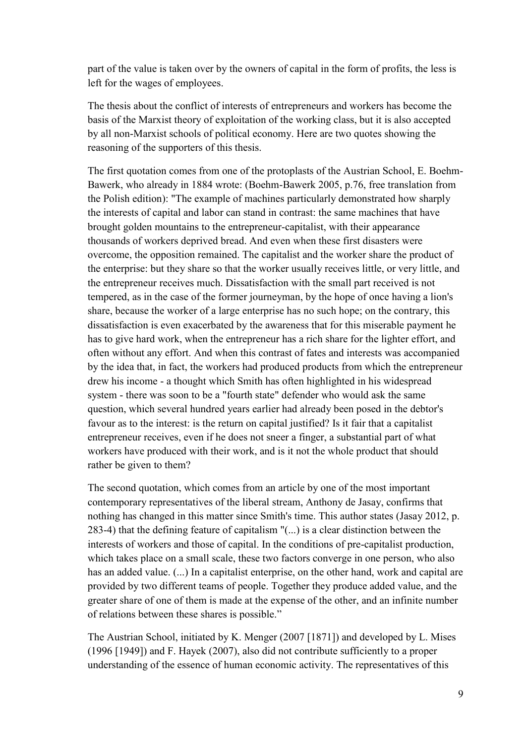part of the value is taken over by the owners of capital in the form of profits, the less is left for the wages of employees.

The thesis about the conflict of interests of entrepreneurs and workers has become the basis of the Marxist theory of exploitation of the working class, but it is also accepted by all non-Marxist schools of political economy. Here are two quotes showing the reasoning of the supporters of this thesis.

The first quotation comes from one of the protoplasts of the Austrian School, E. Boehm-Bawerk, who already in 1884 wrote: (Boehm-Bawerk 2005, p.76, free translation from the Polish edition): "The example of machines particularly demonstrated how sharply the interests of capital and labor can stand in contrast: the same machines that have brought golden mountains to the entrepreneur-capitalist, with their appearance thousands of workers deprived bread. And even when these first disasters were overcome, the opposition remained. The capitalist and the worker share the product of the enterprise: but they share so that the worker usually receives little, or very little, and the entrepreneur receives much. Dissatisfaction with the small part received is not tempered, as in the case of the former journeyman, by the hope of once having a lion's share, because the worker of a large enterprise has no such hope; on the contrary, this dissatisfaction is even exacerbated by the awareness that for this miserable payment he has to give hard work, when the entrepreneur has a rich share for the lighter effort, and often without any effort. And when this contrast of fates and interests was accompanied by the idea that, in fact, the workers had produced products from which the entrepreneur drew his income - a thought which Smith has often highlighted in his widespread system - there was soon to be a "fourth state" defender who would ask the same question, which several hundred years earlier had already been posed in the debtor's favour as to the interest: is the return on capital justified? Is it fair that a capitalist entrepreneur receives, even if he does not sneer a finger, a substantial part of what workers have produced with their work, and is it not the whole product that should rather be given to them?

The second quotation, which comes from an article by one of the most important contemporary representatives of the liberal stream, Anthony de Jasay, confirms that nothing has changed in this matter since Smith's time. This author states (Jasay 2012, p. 283-4) that the defining feature of capitalism "(...) is a clear distinction between the interests of workers and those of capital. In the conditions of pre-capitalist production, which takes place on a small scale, these two factors converge in one person, who also has an added value. (...) In a capitalist enterprise, on the other hand, work and capital are provided by two different teams of people. Together they produce added value, and the greater share of one of them is made at the expense of the other, and an infinite number of relations between these shares is possible."

The Austrian School, initiated by K. Menger (2007 [1871]) and developed by L. Mises (1996 [1949]) and F. Hayek (2007), also did not contribute sufficiently to a proper understanding of the essence of human economic activity. The representatives of this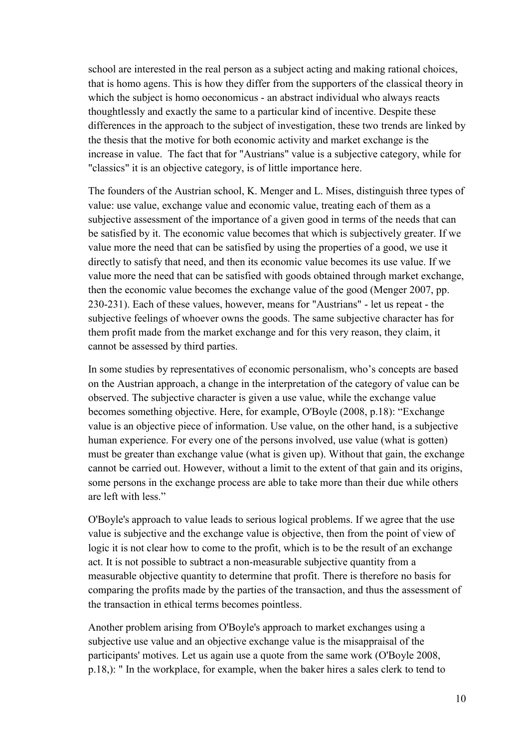school are interested in the real person as a subject acting and making rational choices, that is homo agens. This is how they differ from the supporters of the classical theory in which the subject is homo oeconomicus - an abstract individual who always reacts thoughtlessly and exactly the same to a particular kind of incentive. Despite these differences in the approach to the subject of investigation, these two trends are linked by the thesis that the motive for both economic activity and market exchange is the increase in value. The fact that for "Austrians" value is a subjective category, while for "classics" it is an objective category, is of little importance here.

The founders of the Austrian school, K. Menger and L. Mises, distinguish three types of value: use value, exchange value and economic value, treating each of them as a subjective assessment of the importance of a given good in terms of the needs that can be satisfied by it. The economic value becomes that which is subjectively greater. If we value more the need that can be satisfied by using the properties of a good, we use it directly to satisfy that need, and then its economic value becomes its use value. If we value more the need that can be satisfied with goods obtained through market exchange, then the economic value becomes the exchange value of the good (Menger 2007, pp. 230-231). Each of these values, however, means for "Austrians" - let us repeat - the subjective feelings of whoever owns the goods. The same subjective character has for them profit made from the market exchange and for this very reason, they claim, it cannot be assessed by third parties.

In some studies by representatives of economic personalism, who's concepts are based on the Austrian approach, a change in the interpretation of the category of value can be observed. The subjective character is given a use value, while the exchange value becomes something objective. Here, for example, O'Boyle (2008, p.18): "Exchange value is an objective piece of information. Use value, on the other hand, is a subjective human experience. For every one of the persons involved, use value (what is gotten) must be greater than exchange value (what is given up). Without that gain, the exchange cannot be carried out. However, without a limit to the extent of that gain and its origins, some persons in the exchange process are able to take more than their due while others are left with less."

O'Boyle's approach to value leads to serious logical problems. If we agree that the use value is subjective and the exchange value is objective, then from the point of view of logic it is not clear how to come to the profit, which is to be the result of an exchange act. It is not possible to subtract a non-measurable subjective quantity from a measurable objective quantity to determine that profit. There is therefore no basis for comparing the profits made by the parties of the transaction, and thus the assessment of the transaction in ethical terms becomes pointless.

Another problem arising from O'Boyle's approach to market exchanges using a subjective use value and an objective exchange value is the misappraisal of the participants' motives. Let us again use a quote from the same work (O'Boyle 2008, p.18,): " In the workplace, for example, when the baker hires a sales clerk to tend to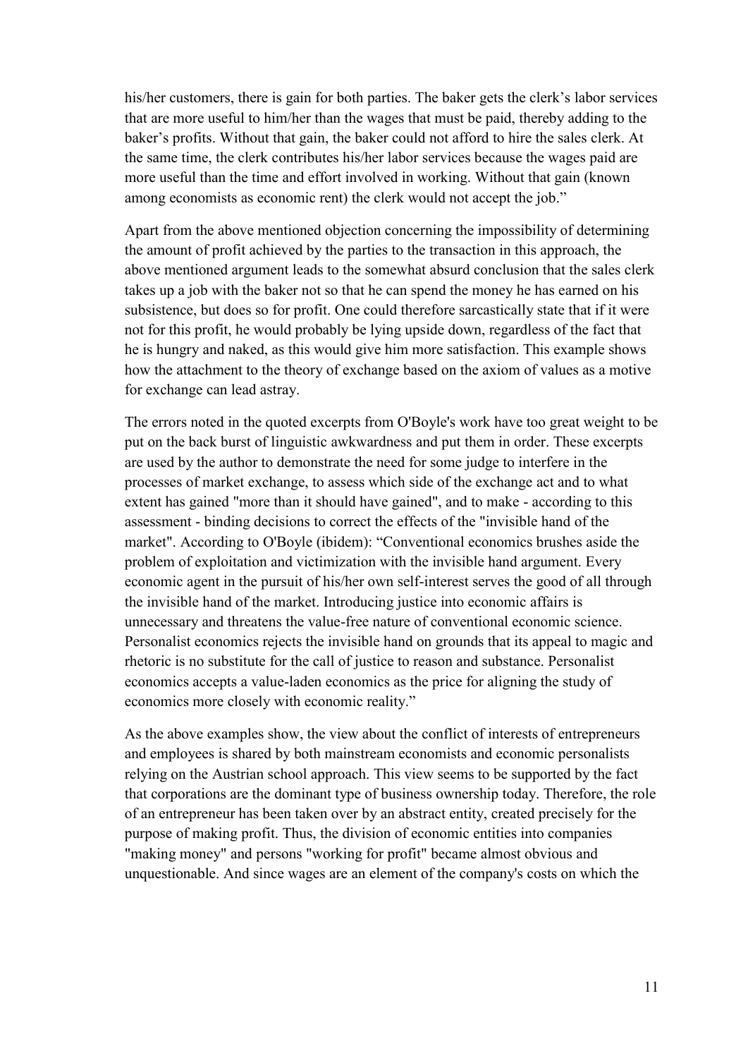his/her customers, there is gain for both parties. The baker gets the clerk's labor services that are more useful to him/her than the wages that must be paid, thereby adding to the baker's profits. Without that gain, the baker could not afford to hire the sales clerk. At the same time, the clerk contributes his/her labor services because the wages paid are more useful than the time and effort involved in working. Without that gain (known among economists as economic rent) the clerk would not accept the job."

Apart from the above mentioned objection concerning the impossibility of determining the amount of profit achieved by the parties to the transaction in this approach, the above mentioned argument leads to the somewhat absurd conclusion that the sales clerk takes up a job with the baker not so that he can spend the money he has earned on his subsistence, but does so for profit. One could therefore sarcastically state that if it were not for this profit, he would probably be lying upside down, regardless of the fact that he is hungry and naked, as this would give him more satisfaction. This example shows how the attachment to the theory of exchange based on the axiom of values as a motive for exchange can lead astray.

The errors noted in the quoted excerpts from O'Boyle's work have too great weight to be put on the back burst of linguistic awkwardness and put them in order. These excerpts are used by the author to demonstrate the need for some judge to interfere in the processes of market exchange, to assess which side of the exchange act and to what extent has gained "more than it should have gained", and to make - according to this assessment - binding decisions to correct the effects of the "invisible hand of the market". According to O'Boyle (ibidem): "Conventional economics brushes aside the problem of exploitation and victimization with the invisible hand argument. Every economic agent in the pursuit of his/her own self-interest serves the good of all through the invisible hand of the market. Introducing justice into economic affairs is unnecessary and threatens the value-free nature of conventional economic science. Personalist economics rejects the invisible hand on grounds that its appeal to magic and rhetoric is no substitute for the call of justice to reason and substance. Personalist economics accepts a value-laden economics as the price for aligning the study of economics more closely with economic reality."

As the above examples show, the view about the conflict of interests of entrepreneurs and employees is shared by both mainstream economists and economic personalists relying on the Austrian school approach. This view seems to be supported by the fact that corporations are the dominant type of business ownership today. Therefore, the role of an entrepreneur has been taken over by an abstract entity, created precisely for the purpose of making profit. Thus, the division of economic entities into companies "making money" and persons "working for profit" became almost obvious and unquestionable. And since wages are an element of the company's costs on which the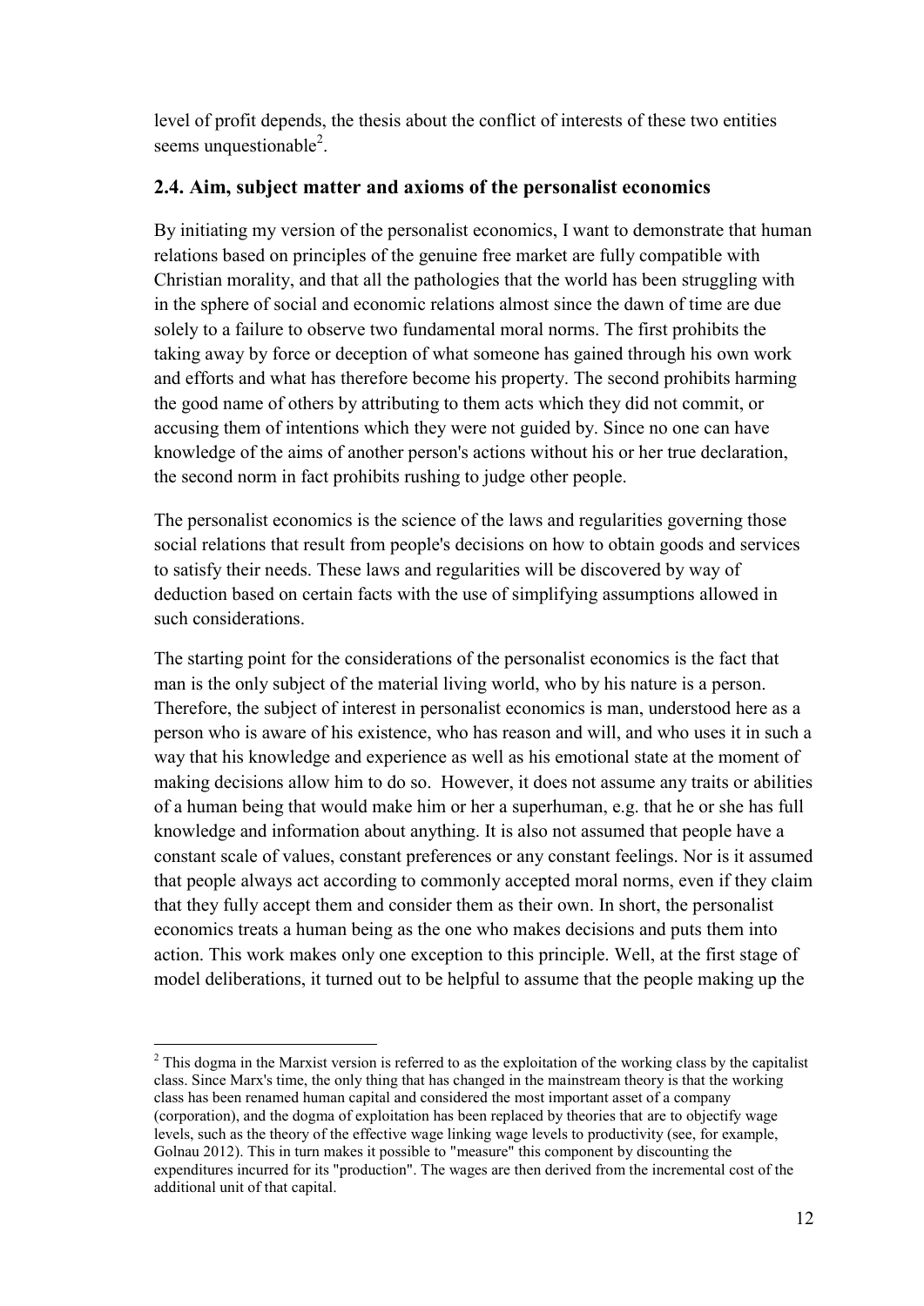level of profit depends, the thesis about the conflict of interests of these two entities seems unquestionable[2].

## 2.4. Aim, subject matter and axioms of the personalist economics

By initiating my version of the personalist economics, I want to demonstrate that human relations based on principles of the genuine free market are fully compatible with Christian morality, and that all the pathologies that the world has been struggling with in the sphere of social and economic relations almost since the dawn of time are due solely to a failure to observe two fundamental moral norms. The first prohibits the taking away by force or deception of what someone has gained through his own work and efforts and what has therefore become his property. The second prohibits harming the good name of others by attributing to them acts which they did not commit, or accusing them of intentions which they were not guided by. Since no one can have knowledge of the aims of another person's actions without his or her true declaration, the second norm in fact prohibits rushing to judge other people.

The personalist economics is the science of the laws and regularities governing those social relations that result from people's decisions on how to obtain goods and services to satisfy their needs. These laws and regularities will be discovered by way of deduction based on certain facts with the use of simplifying assumptions allowed in such considerations.

The starting point for the considerations of the personalist economics is the fact that man is the only subject of the material living world, who by his nature is a person. Therefore, the subject of interest in personalist economics is man, understood here as a person who is aware of his existence, who has reason and will, and who uses it in such a way that his knowledge and experience as well as his emotional state at the moment of making decisions allow him to do so. However, it does not assume any traits or abilities of a human being that would make him or her a superhuman, e.g. that he or she has full knowledge and information about anything. It is also not assumed that people have a constant scale of values, constant preferences or any constant feelings. Nor is it assumed that people always act according to commonly accepted moral norms, even if they claim that they fully accept them and consider them as their own. In short, the personalist economics treats a human being as the one who makes decisions and puts them into action. This work makes only one exception to this principle. Well, at the first stage of model deliberations, it turned out to be helpful to assume that the people making up the

---

[2] This dogma in the Marxist version is referred to as the exploitation of the working class by the capitalist class. Since Marx's time, the only thing that has changed in the mainstream theory is that the working class has been renamed human capital and considered the most important asset of a company (corporation), and the dogma of exploitation has been replaced by theories that are to objectify wage levels, such as the theory of the effective wage linking wage levels to productivity (see, for example, Golnau 2012). This in turn makes it possible to "measure" this component by discounting the expenditures incurred for its "production". The wages are then derived from the incremental cost of the additional unit of that capital.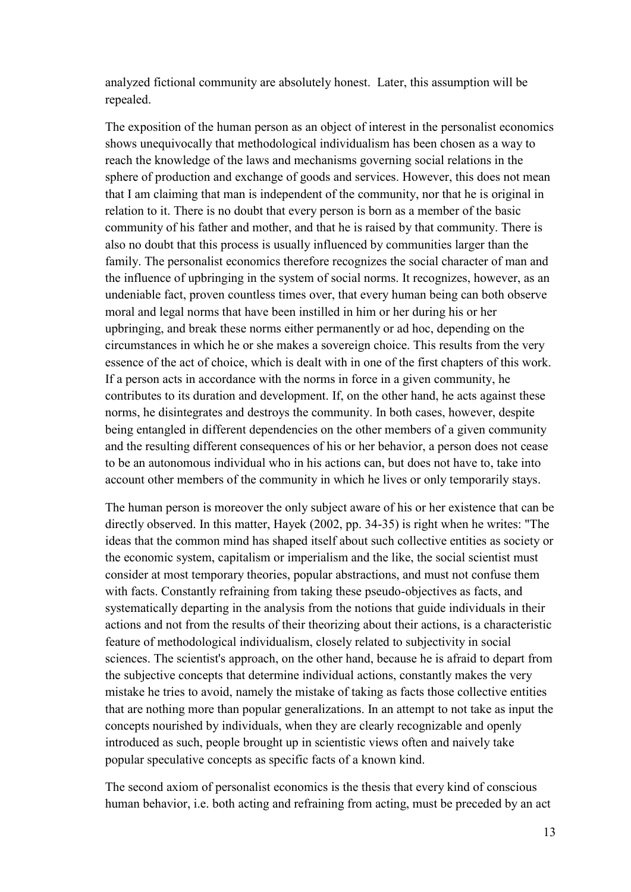analyzed fictional community are absolutely honest. Later, this assumption will be repealed.

The exposition of the human person as an object of interest in the personalist economics shows unequivocally that methodological individualism has been chosen as a way to reach the knowledge of the laws and mechanisms governing social relations in the sphere of production and exchange of goods and services. However, this does not mean that I am claiming that man is independent of the community, nor that he is original in relation to it. There is no doubt that every person is born as a member of the basic community of his father and mother, and that he is raised by that community. There is also no doubt that this process is usually influenced by communities larger than the family. The personalist economics therefore recognizes the social character of man and the influence of upbringing in the system of social norms. It recognizes, however, as an undeniable fact, proven countless times over, that every human being can both observe moral and legal norms that have been instilled in him or her during his or her upbringing, and break these norms either permanently or ad hoc, depending on the circumstances in which he or she makes a sovereign choice. This results from the very essence of the act of choice, which is dealt with in one of the first chapters of this work. If a person acts in accordance with the norms in force in a given community, he contributes to its duration and development. If, on the other hand, he acts against these norms, he disintegrates and destroys the community. In both cases, however, despite being entangled in different dependencies on the other members of a given community and the resulting different consequences of his or her behavior, a person does not cease to be an autonomous individual who in his actions can, but does not have to, take into account other members of the community in which he lives or only temporarily stays.

The human person is moreover the only subject aware of his or her existence that can be directly observed. In this matter, Hayek (2002, pp. 34-35) is right when he writes: "The ideas that the common mind has shaped itself about such collective entities as society or the economic system, capitalism or imperialism and the like, the social scientist must consider at most temporary theories, popular abstractions, and must not confuse them with facts. Constantly refraining from taking these pseudo-objectives as facts, and systematically departing in the analysis from the notions that guide individuals in their actions and not from the results of their theorizing about their actions, is a characteristic feature of methodological individualism, closely related to subjectivity in social sciences. The scientist's approach, on the other hand, because he is afraid to depart from the subjective concepts that determine individual actions, constantly makes the very mistake he tries to avoid, namely the mistake of taking as facts those collective entities that are nothing more than popular generalizations. In an attempt to not take as input the concepts nourished by individuals, when they are clearly recognizable and openly introduced as such, people brought up in scientistic views often and naively take popular speculative concepts as specific facts of a known kind.

The second axiom of personalist economics is the thesis that every kind of conscious human behavior, i.e. both acting and refraining from acting, must be preceded by an act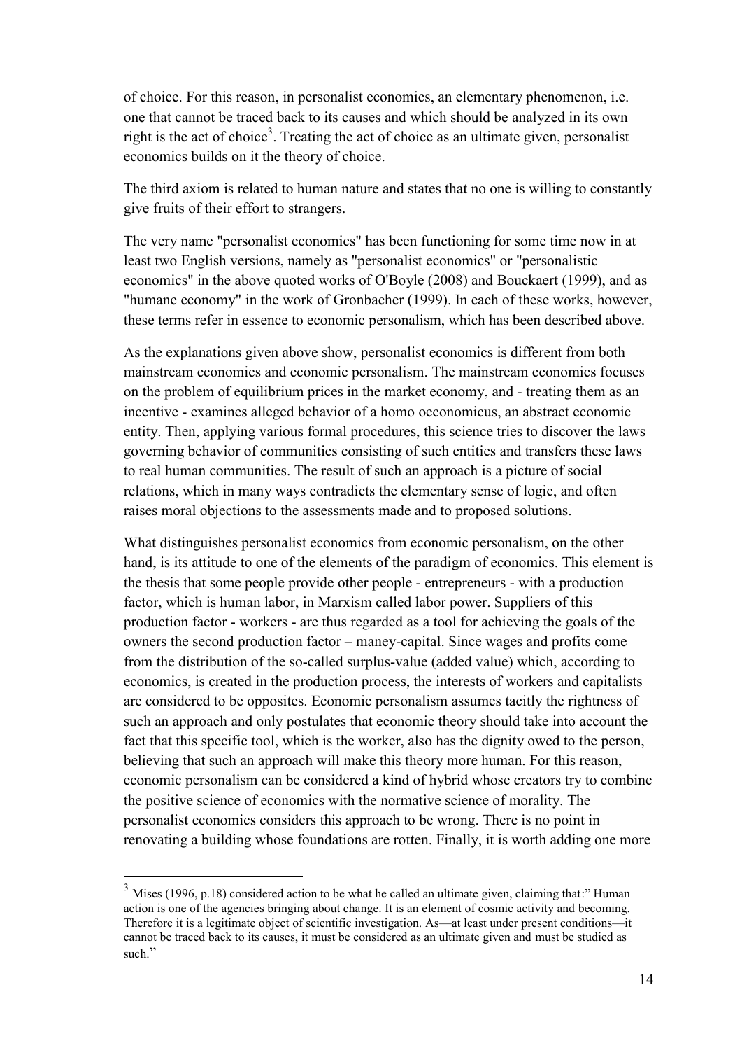of choice. For this reason, in personalist economics, an elementary phenomenon, i.e. one that cannot be traced back to its causes and which should be analyzed in its own right is the act of choice[3]. Treating the act of choice as an ultimate given, personalist economics builds on it the theory of choice.

The third axiom is related to human nature and states that no one is willing to constantly give fruits of their effort to strangers.

The very name "personalist economics" has been functioning for some time now in at least two English versions, namely as "personalist economics" or "personalistic economics" in the above quoted works of O'Boyle (2008) and Bouckaert (1999), and as "humane economy" in the work of Gronbacher (1999). In each of these works, however, these terms refer in essence to economic personalism, which has been described above.

As the explanations given above show, personalist economics is different from both mainstream economics and economic personalism. The mainstream economics focuses on the problem of equilibrium prices in the market economy, and - treating them as an incentive - examines alleged behavior of a homo oeconomicus, an abstract economic entity. Then, applying various formal procedures, this science tries to discover the laws governing behavior of communities consisting of such entities and transfers these laws to real human communities. The result of such an approach is a picture of social relations, which in many ways contradicts the elementary sense of logic, and often raises moral objections to the assessments made and to proposed solutions.

What distinguishes personalist economics from economic personalism, on the other hand, is its attitude to one of the elements of the paradigm of economics. This element is the thesis that some people provide other people - entrepreneurs - with a production factor, which is human labor, in Marxism called labor power. Suppliers of this production factor - workers - are thus regarded as a tool for achieving the goals of the owners the second production factor – maney-capital. Since wages and profits come from the distribution of the so-called surplus-value (added value) which, according to economics, is created in the production process, the interests of workers and capitalists are considered to be opposites. Economic personalism assumes tacitly the rightness of such an approach and only postulates that economic theory should take into account the fact that this specific tool, which is the worker, also has the dignity owed to the person, believing that such an approach will make this theory more human. For this reason, economic personalism can be considered a kind of hybrid whose creators try to combine the positive science of economics with the normative science of morality. The personalist economics considers this approach to be wrong. There is no point in renovating a building whose foundations are rotten. Finally, it is worth adding one more

[3] Mises (1996, p.18) considered action to be what he called an ultimate given, claiming that:" Human action is one of the agencies bringing about change. It is an element of cosmic activity and becoming. Therefore it is a legitimate object of scientific investigation. As—at least under present conditions—it cannot be traced back to its causes, it must be considered as an ultimate given and must be studied as such."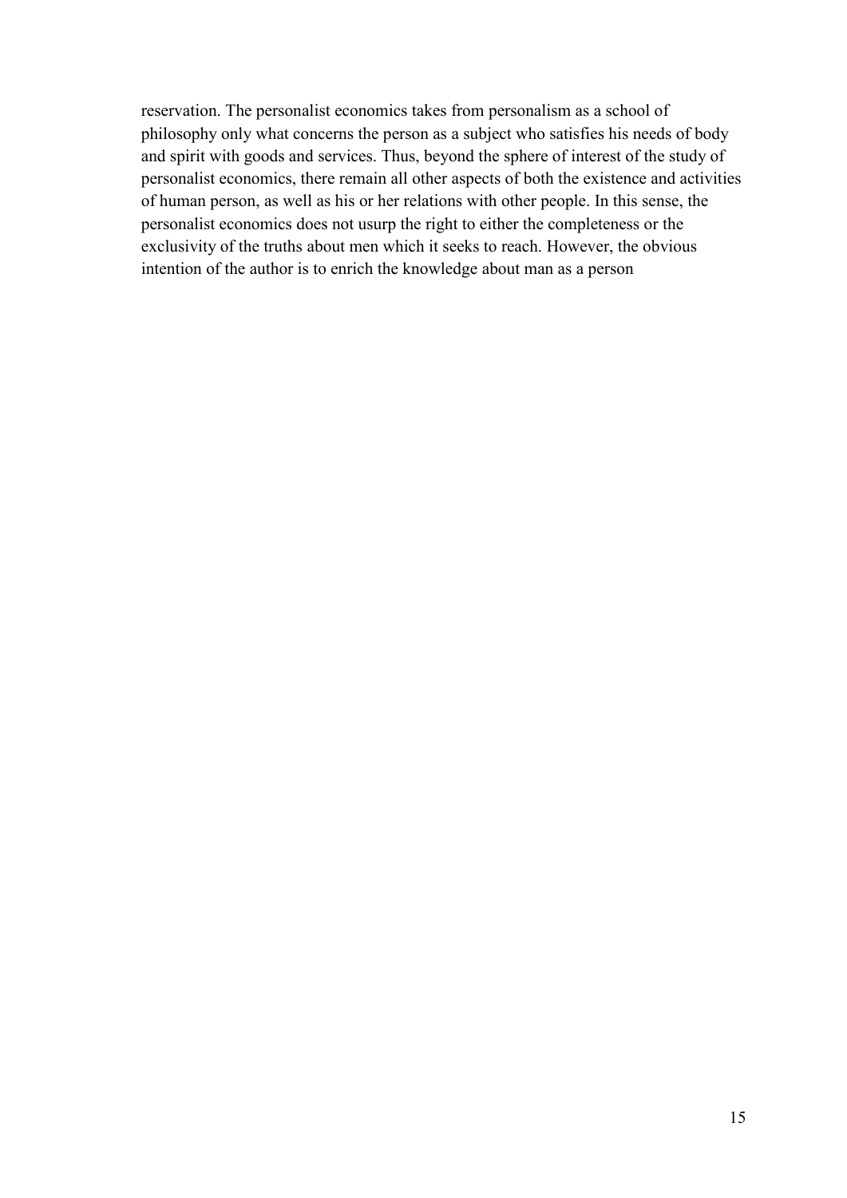reservation. The personalist economics takes from personalism as a school of philosophy only what concerns the person as a subject who satisfies his needs of body and spirit with goods and services. Thus, beyond the sphere of interest of the study of personalist economics, there remain all other aspects of both the existence and activities of human person, as well as his or her relations with other people. In this sense, the personalist economics does not usurp the right to either the completeness or the exclusivity of the truths about men which it seeks to reach. However, the obvious intention of the author is to enrich the knowledge about man as a person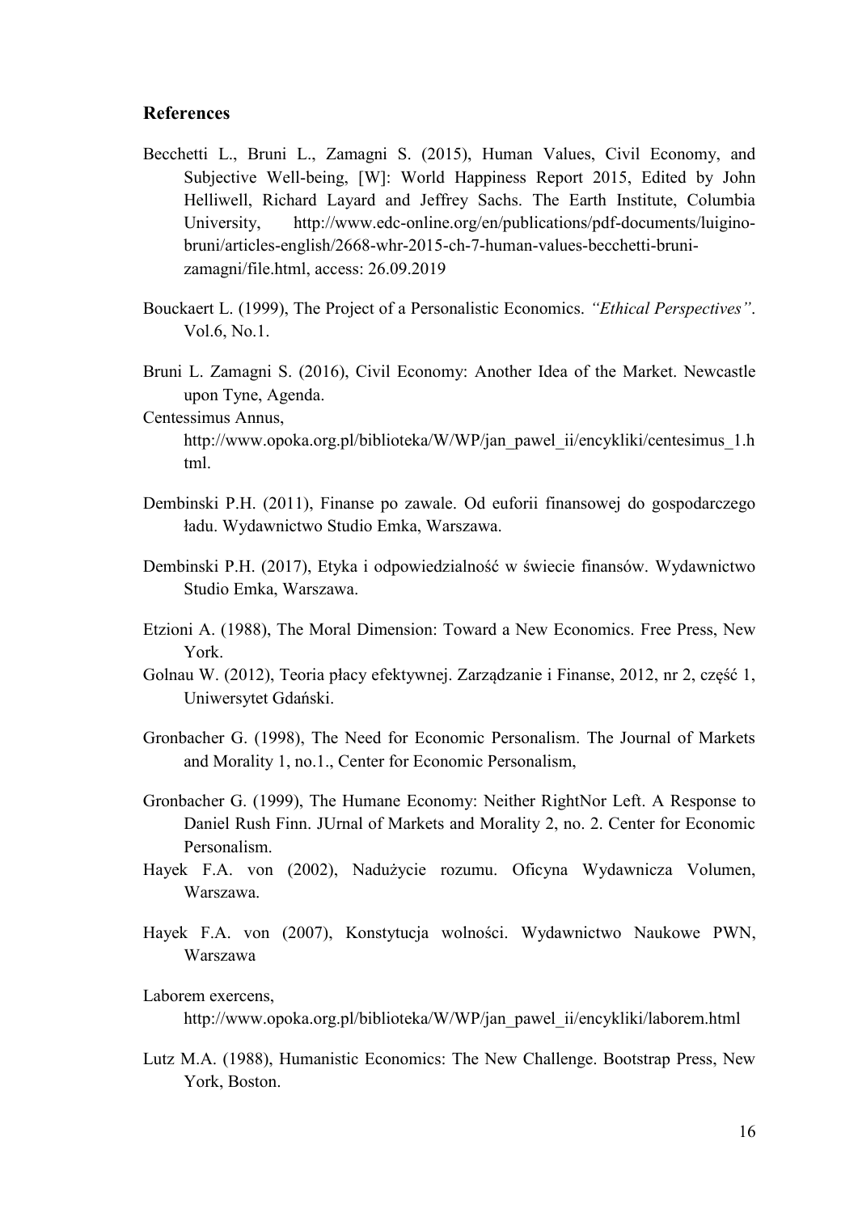## References

Becchetti L., Bruni L., Zamagni S. (2015), Human Values, Civil Economy, and Subjective Well-being, [W]: World Happiness Report 2015, Edited by John Helliwell, Richard Layard and Jeffrey Sachs. The Earth Institute, Columbia University, http://www.edc-online.org/en/publications/pdf-documents/luigino-bruni/articles-english/2668-whr-2015-ch-7-human-values-becchetti-bruni-zamagni/file.html, access: 26.09.2019

Bouckaert L. (1999), The Project of a Personalistic Economics. *"Ethical Perspectives"*. Vol.6, No.1.

Bruni L. Zamagni S. (2016), Civil Economy: Another Idea of the Market. Newcastle upon Tyne, Agenda.

Centessimus Annus, http://www.opoka.org.pl/biblioteka/W/WP/jan_pawel_ii/encykliki/centesimus_1.html.

Dembinski P.H. (2011), Finanse po zawale. Od euforii finansowej do gospodarczego ładu. Wydawnictwo Studio Emka, Warszawa.

Dembinski P.H. (2017), Etyka i odpowiedzialność w świecie finansów. Wydawnictwo Studio Emka, Warszawa.

Etzioni A. (1988), The Moral Dimension: Toward a New Economics. Free Press, New York.

Golnau W. (2012), Teoria płacy efektywnej. Zarządzanie i Finanse, 2012, nr 2, część 1, Uniwersytet Gdański.

Gronbacher G. (1998), The Need for Economic Personalism. The Journal of Markets and Morality 1, no.1., Center for Economic Personalism,

Gronbacher G. (1999), The Humane Economy: Neither RightNor Left. A Response to Daniel Rush Finn. JUrnal of Markets and Morality 2, no. 2. Center for Economic Personalism.

Hayek F.A. von (2002), Nadużycie rozumu. Oficyna Wydawnicza Volumen, Warszawa.

Hayek F.A. von (2007), Konstytucja wolności. Wydawnictwo Naukowe PWN, Warszawa

Laborem exercens, http://www.opoka.org.pl/biblioteka/W/WP/jan_pawel_ii/encykliki/laborem.html

Lutz M.A. (1988), Humanistic Economics: The New Challenge. Bootstrap Press, New York, Boston.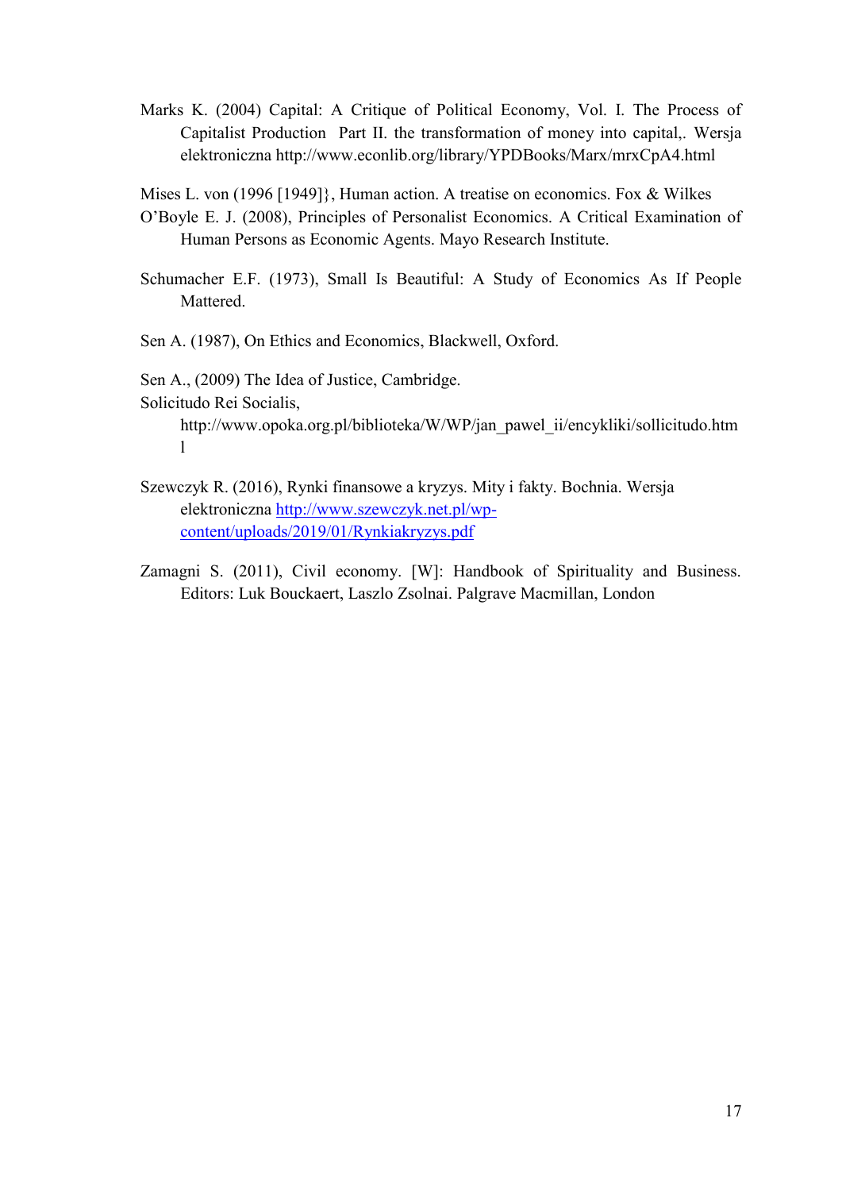Marks K. (2004) Capital: A Critique of Political Economy, Vol. I. The Process of Capitalist Production Part II. the transformation of money into capital,. Wersja elektroniczna http://www.econlib.org/library/YPDBooks/Marx/mrxCpA4.html

Mises L. von (1996 [1949]}, Human action. A treatise on economics. Fox & Wilkes

O'Boyle E. J. (2008), Principles of Personalist Economics. A Critical Examination of Human Persons as Economic Agents. Mayo Research Institute.

Schumacher E.F. (1973), Small Is Beautiful: A Study of Economics As If People Mattered.

Sen A. (1987), On Ethics and Economics, Blackwell, Oxford.

Sen A., (2009) The Idea of Justice, Cambridge.

Solicitudo Rei Socialis, http://www.opoka.org.pl/biblioteka/W/WP/jan_pawel_ii/encykliki/sollicitudo.html

Szewczyk R. (2016), Rynki finansowe a kryzys. Mity i fakty. Bochnia. Wersja elektroniczna http://www.szewczyk.net.pl/wp-content/uploads/2019/01/Rynkiakryzys.pdf

Zamagni S. (2011), Civil economy. [W]: Handbook of Spirituality and Business. Editors: Luk Bouckaert, Laszlo Zsolnai. Palgrave Macmillan, London